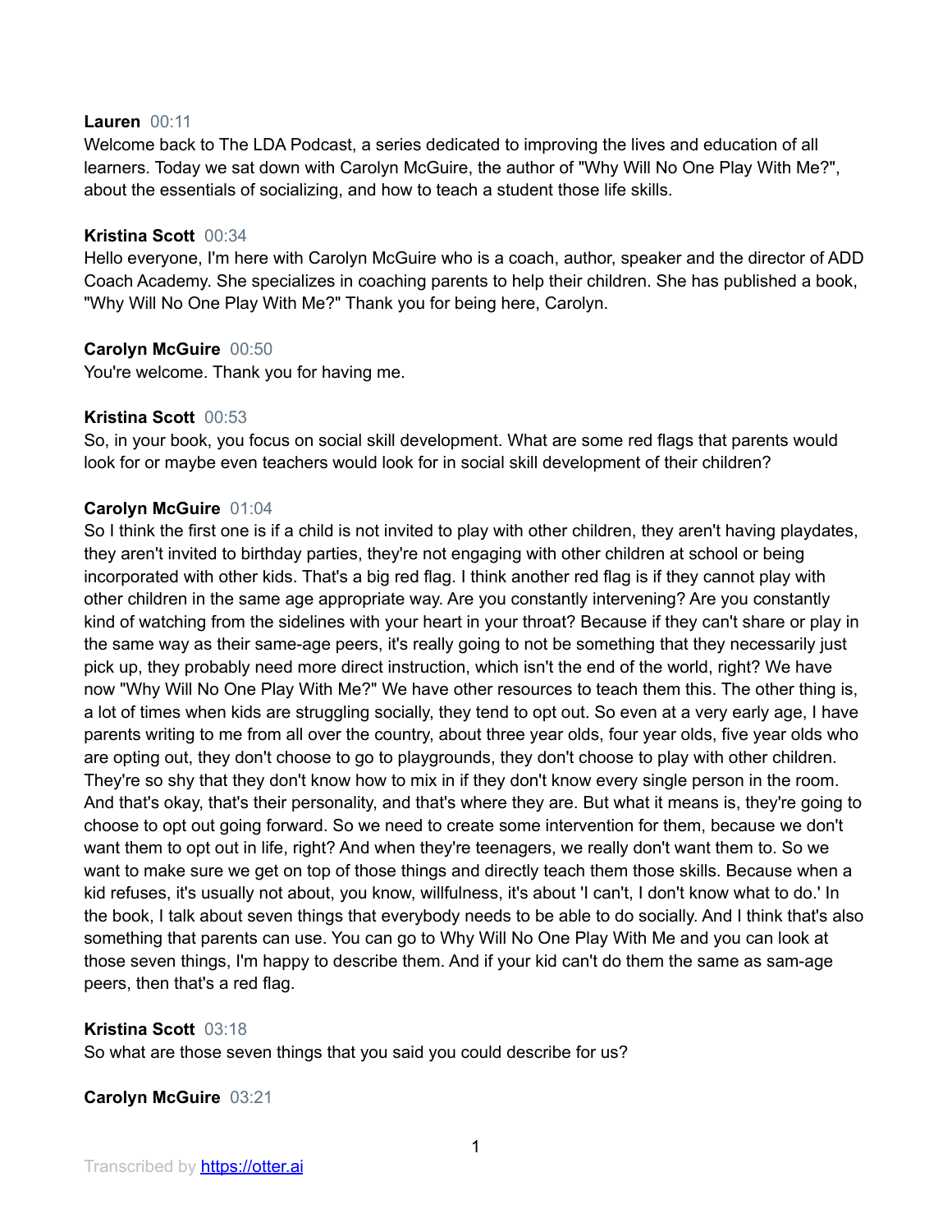**Lauren** 00:11
Welcome back to The LDA Podcast, a series dedicated to improving the lives and education of all learners. Today we sat down with Carolyn McGuire, the author of "Why Will No One Play With Me?", about the essentials of socializing, and how to teach a student those life skills.

**Kristina Scott** 00:34
Hello everyone, I'm here with Carolyn McGuire who is a coach, author, speaker and the director of ADD Coach Academy. She specializes in coaching parents to help their children. She has published a book, "Why Will No One Play With Me?" Thank you for being here, Carolyn.

**Carolyn McGuire** 00:50
You're welcome. Thank you for having me.

**Kristina Scott** 00:53
So, in your book, you focus on social skill development. What are some red flags that parents would look for or maybe even teachers would look for in social skill development of their children?

**Carolyn McGuire** 01:04
So I think the first one is if a child is not invited to play with other children, they aren't having playdates, they aren't invited to birthday parties, they're not engaging with other children at school or being incorporated with other kids. That's a big red flag. I think another red flag is if they cannot play with other children in the same age appropriate way. Are you constantly intervening? Are you constantly kind of watching from the sidelines with your heart in your throat? Because if they can't share or play in the same way as their same-age peers, it's really going to not be something that they necessarily just pick up, they probably need more direct instruction, which isn't the end of the world, right? We have now "Why Will No One Play With Me?" We have other resources to teach them this. The other thing is, a lot of times when kids are struggling socially, they tend to opt out. So even at a very early age, I have parents writing to me from all over the country, about three year olds, four year olds, five year olds who are opting out, they don't choose to go to playgrounds, they don't choose to play with other children. They're so shy that they don't know how to mix in if they don't know every single person in the room. And that's okay, that's their personality, and that's where they are. But what it means is, they're going to choose to opt out going forward. So we need to create some intervention for them, because we don't want them to opt out in life, right? And when they're teenagers, we really don't want them to. So we want to make sure we get on top of those things and directly teach them those skills. Because when a kid refuses, it's usually not about, you know, willfulness, it's about 'I can't, I don't know what to do.' In the book, I talk about seven things that everybody needs to be able to do socially. And I think that's also something that parents can use. You can go to Why Will No One Play With Me and you can look at those seven things, I'm happy to describe them. And if your kid can't do them the same as sam-age peers, then that's a red flag.

**Kristina Scott** 03:18
So what are those seven things that you said you could describe for us?

**Carolyn McGuire** 03:21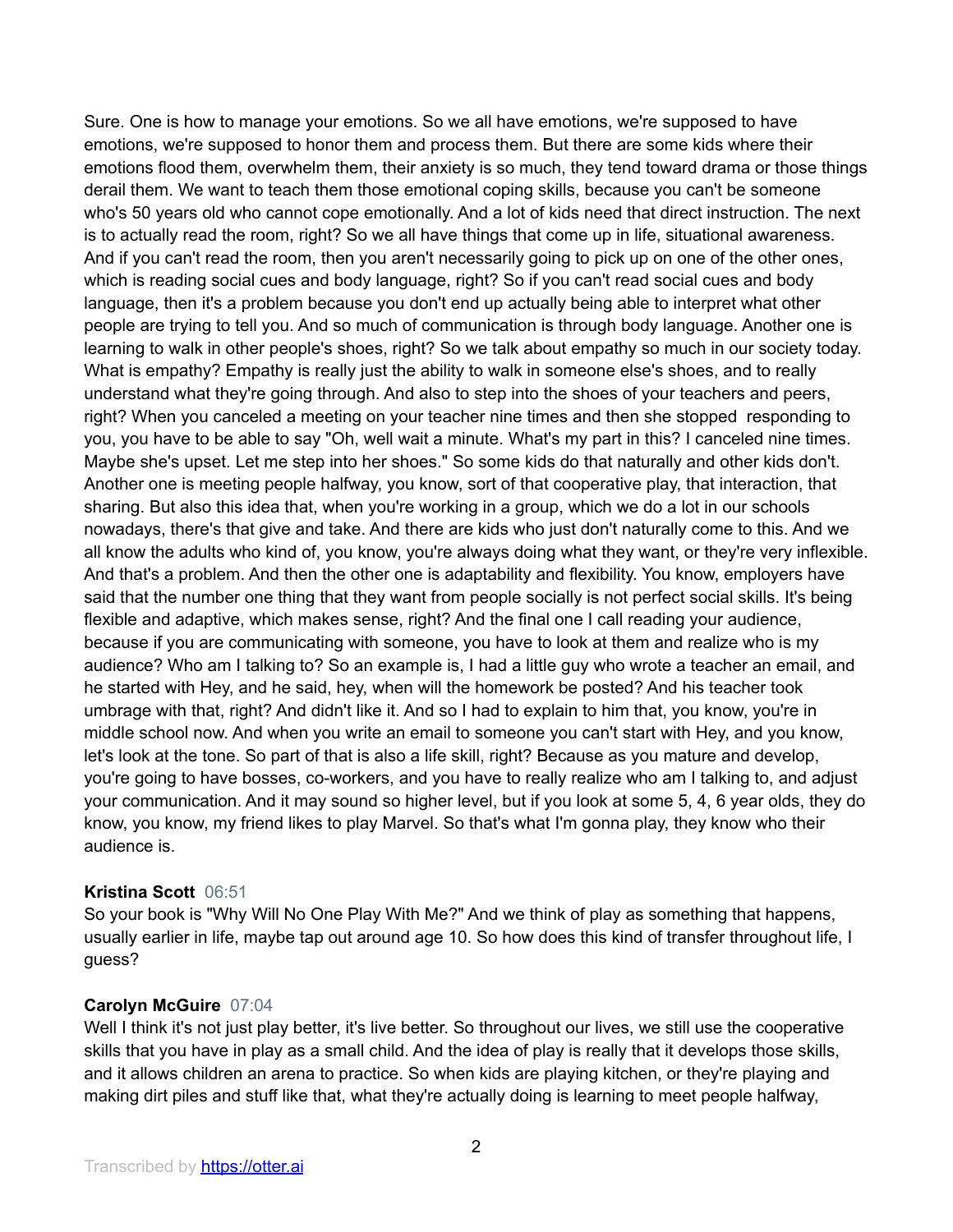Sure. One is how to manage your emotions. So we all have emotions, we're supposed to have emotions, we're supposed to honor them and process them. But there are some kids where their emotions flood them, overwhelm them, their anxiety is so much, they tend toward drama or those things derail them. We want to teach them those emotional coping skills, because you can't be someone who's 50 years old who cannot cope emotionally. And a lot of kids need that direct instruction. The next is to actually read the room, right? So we all have things that come up in life, situational awareness. And if you can't read the room, then you aren't necessarily going to pick up on one of the other ones, which is reading social cues and body language, right? So if you can't read social cues and body language, then it's a problem because you don't end up actually being able to interpret what other people are trying to tell you. And so much of communication is through body language. Another one is learning to walk in other people's shoes, right? So we talk about empathy so much in our society today. What is empathy? Empathy is really just the ability to walk in someone else's shoes, and to really understand what they're going through. And also to step into the shoes of your teachers and peers, right? When you canceled a meeting on your teacher nine times and then she stopped responding to you, you have to be able to say "Oh, well wait a minute. What's my part in this? I canceled nine times. Maybe she's upset. Let me step into her shoes." So some kids do that naturally and other kids don't. Another one is meeting people halfway, you know, sort of that cooperative play, that interaction, that sharing. But also this idea that, when you're working in a group, which we do a lot in our schools nowadays, there's that give and take. And there are kids who just don't naturally come to this. And we all know the adults who kind of, you know, you're always doing what they want, or they're very inflexible. And that's a problem. And then the other one is adaptability and flexibility. You know, employers have said that the number one thing that they want from people socially is not perfect social skills. It's being flexible and adaptive, which makes sense, right? And the final one I call reading your audience, because if you are communicating with someone, you have to look at them and realize who is my audience? Who am I talking to? So an example is, I had a little guy who wrote a teacher an email, and he started with Hey, and he said, hey, when will the homework be posted? And his teacher took umbrage with that, right? And didn't like it. And so I had to explain to him that, you know, you're in middle school now. And when you write an email to someone you can't start with Hey, and you know, let's look at the tone. So part of that is also a life skill, right? Because as you mature and develop, you're going to have bosses, co-workers, and you have to really realize who am I talking to, and adjust your communication. And it may sound so higher level, but if you look at some 5, 4, 6 year olds, they do know, you know, my friend likes to play Marvel. So that's what I'm gonna play, they know who their audience is.

**Kristina Scott** 06:51
So your book is "Why Will No One Play With Me?" And we think of play as something that happens, usually earlier in life, maybe tap out around age 10. So how does this kind of transfer throughout life, I guess?

**Carolyn McGuire** 07:04
Well I think it's not just play better, it's live better. So throughout our lives, we still use the cooperative skills that you have in play as a small child. And the idea of play is really that it develops those skills, and it allows children an arena to practice. So when kids are playing kitchen, or they're playing and making dirt piles and stuff like that, what they're actually doing is learning to meet people halfway,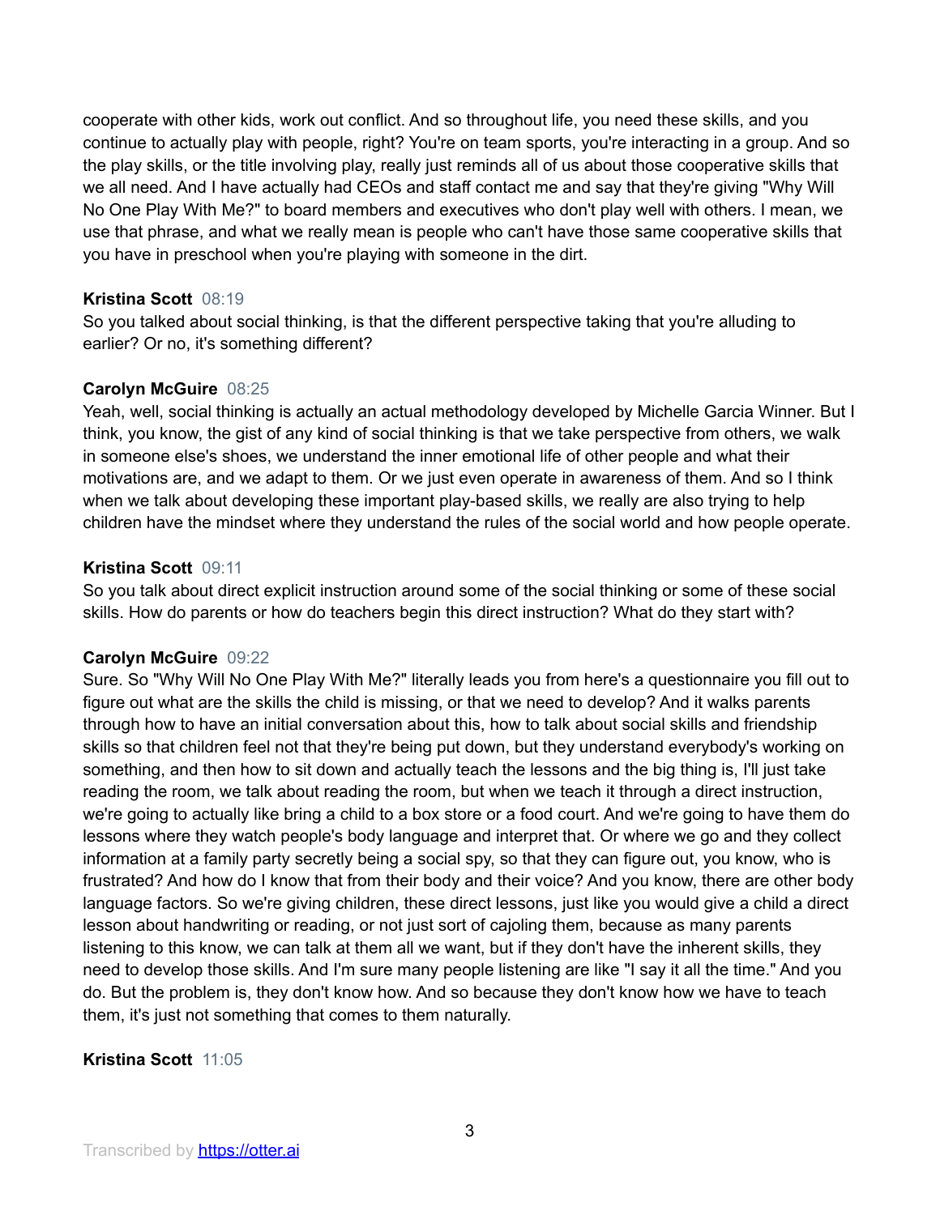cooperate with other kids, work out conflict. And so throughout life, you need these skills, and you continue to actually play with people, right? You're on team sports, you're interacting in a group. And so the play skills, or the title involving play, really just reminds all of us about those cooperative skills that we all need. And I have actually had CEOs and staff contact me and say that they're giving "Why Will No One Play With Me?" to board members and executives who don't play well with others. I mean, we use that phrase, and what we really mean is people who can't have those same cooperative skills that you have in preschool when you're playing with someone in the dirt.

**Kristina Scott** 08:19
So you talked about social thinking, is that the different perspective taking that you're alluding to earlier? Or no, it's something different?

**Carolyn McGuire** 08:25
Yeah, well, social thinking is actually an actual methodology developed by Michelle Garcia Winner. But I think, you know, the gist of any kind of social thinking is that we take perspective from others, we walk in someone else's shoes, we understand the inner emotional life of other people and what their motivations are, and we adapt to them. Or we just even operate in awareness of them. And so I think when we talk about developing these important play-based skills, we really are also trying to help children have the mindset where they understand the rules of the social world and how people operate.

**Kristina Scott** 09:11
So you talk about direct explicit instruction around some of the social thinking or some of these social skills. How do parents or how do teachers begin this direct instruction? What do they start with?

**Carolyn McGuire** 09:22
Sure. So "Why Will No One Play With Me?" literally leads you from here's a questionnaire you fill out to figure out what are the skills the child is missing, or that we need to develop? And it walks parents through how to have an initial conversation about this, how to talk about social skills and friendship skills so that children feel not that they're being put down, but they understand everybody's working on something, and then how to sit down and actually teach the lessons and the big thing is, I'll just take reading the room, we talk about reading the room, but when we teach it through a direct instruction, we're going to actually like bring a child to a box store or a food court. And we're going to have them do lessons where they watch people's body language and interpret that. Or where we go and they collect information at a family party secretly being a social spy, so that they can figure out, you know, who is frustrated? And how do I know that from their body and their voice? And you know, there are other body language factors. So we're giving children, these direct lessons, just like you would give a child a direct lesson about handwriting or reading, or not just sort of cajoling them, because as many parents listening to this know, we can talk at them all we want, but if they don't have the inherent skills, they need to develop those skills. And I'm sure many people listening are like "I say it all the time." And you do. But the problem is, they don't know how. And so because they don't know how we have to teach them, it's just not something that comes to them naturally.

**Kristina Scott** 11:05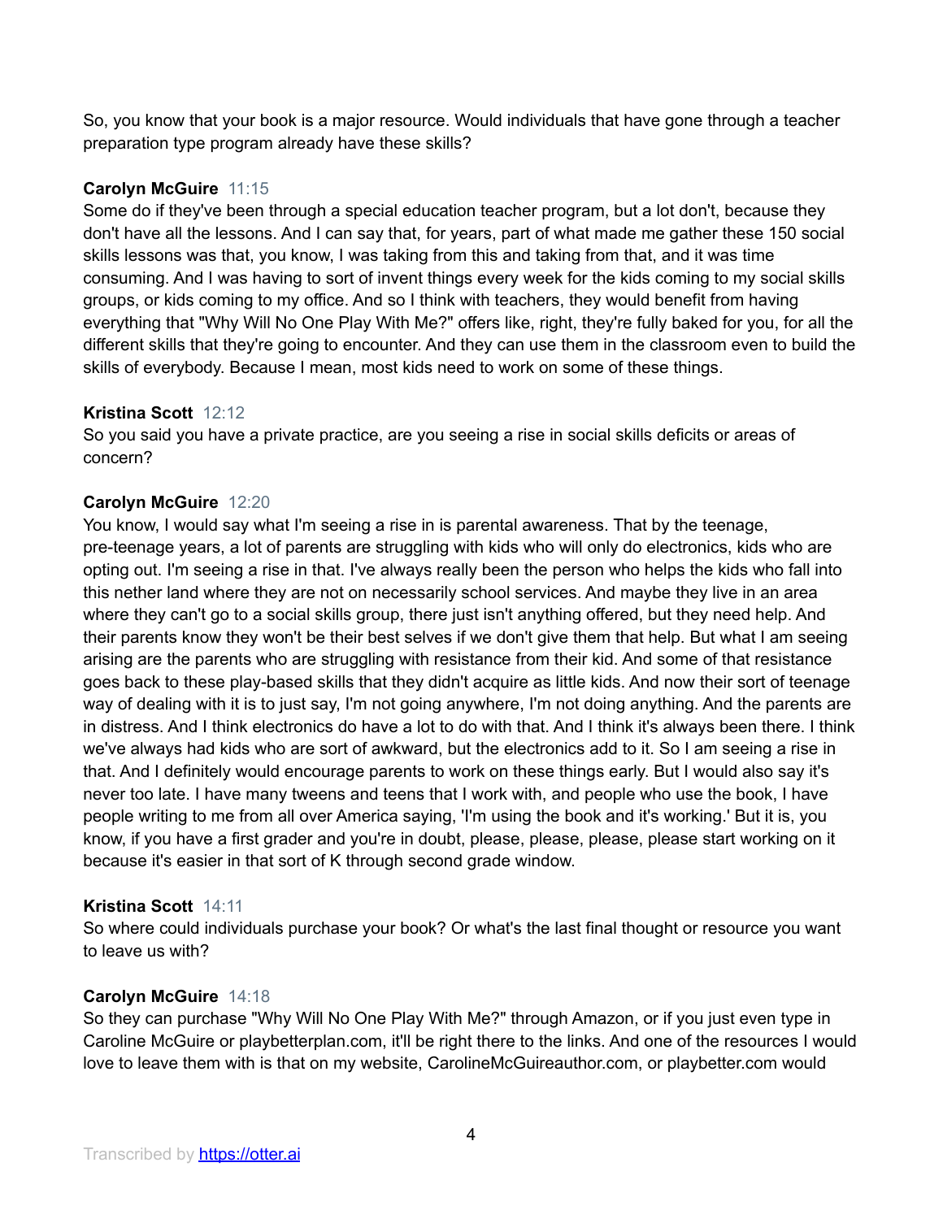So, you know that your book is a major resource. Would individuals that have gone through a teacher preparation type program already have these skills?

**Carolyn McGuire** 11:15
Some do if they've been through a special education teacher program, but a lot don't, because they don't have all the lessons. And I can say that, for years, part of what made me gather these 150 social skills lessons was that, you know, I was taking from this and taking from that, and it was time consuming. And I was having to sort of invent things every week for the kids coming to my social skills groups, or kids coming to my office. And so I think with teachers, they would benefit from having everything that "Why Will No One Play With Me?" offers like, right, they're fully baked for you, for all the different skills that they're going to encounter. And they can use them in the classroom even to build the skills of everybody. Because I mean, most kids need to work on some of these things.

**Kristina Scott** 12:12
So you said you have a private practice, are you seeing a rise in social skills deficits or areas of concern?

**Carolyn McGuire** 12:20
You know, I would say what I'm seeing a rise in is parental awareness. That by the teenage, pre-teenage years, a lot of parents are struggling with kids who will only do electronics, kids who are opting out. I'm seeing a rise in that. I've always really been the person who helps the kids who fall into this nether land where they are not on necessarily school services. And maybe they live in an area where they can't go to a social skills group, there just isn't anything offered, but they need help. And their parents know they won't be their best selves if we don't give them that help. But what I am seeing arising are the parents who are struggling with resistance from their kid. And some of that resistance goes back to these play-based skills that they didn't acquire as little kids. And now their sort of teenage way of dealing with it is to just say, I'm not going anywhere, I'm not doing anything. And the parents are in distress. And I think electronics do have a lot to do with that. And I think it's always been there. I think we've always had kids who are sort of awkward, but the electronics add to it. So I am seeing a rise in that. And I definitely would encourage parents to work on these things early. But I would also say it's never too late. I have many tweens and teens that I work with, and people who use the book, I have people writing to me from all over America saying, 'I'm using the book and it's working.' But it is, you know, if you have a first grader and you're in doubt, please, please, please, please start working on it because it's easier in that sort of K through second grade window.

**Kristina Scott** 14:11
So where could individuals purchase your book? Or what's the last final thought or resource you want to leave us with?

**Carolyn McGuire** 14:18
So they can purchase "Why Will No One Play With Me?" through Amazon, or if you just even type in Caroline McGuire or playbetterplan.com, it'll be right there to the links. And one of the resources I would love to leave them with is that on my website, CarolineMcGuireauthor.com, or playbetter.com would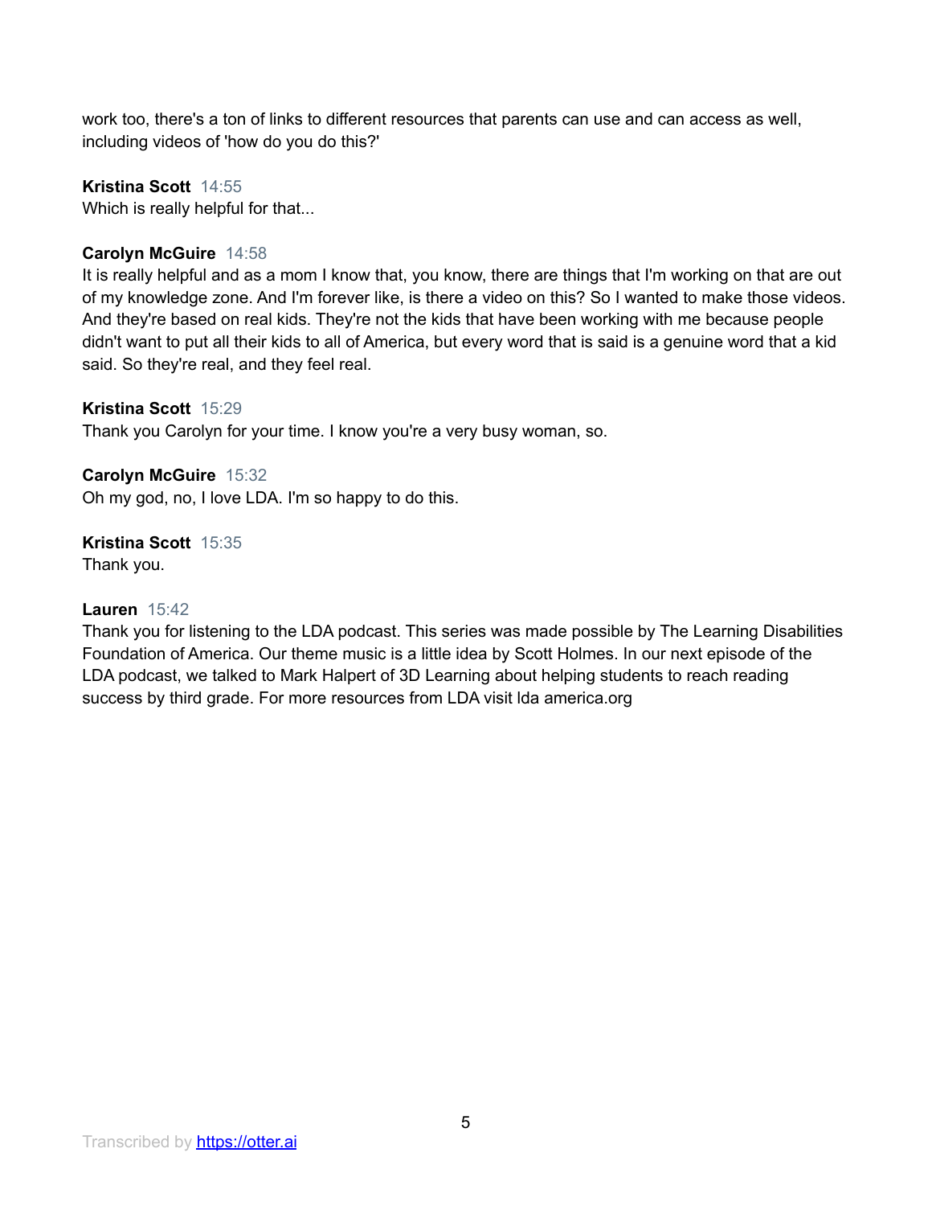work too, there's a ton of links to different resources that parents can use and can access as well, including videos of 'how do you do this?'

**Kristina Scott** 14:55
Which is really helpful for that...

**Carolyn McGuire** 14:58
It is really helpful and as a mom I know that, you know, there are things that I'm working on that are out of my knowledge zone. And I'm forever like, is there a video on this? So I wanted to make those videos. And they're based on real kids. They're not the kids that have been working with me because people didn't want to put all their kids to all of America, but every word that is said is a genuine word that a kid said. So they're real, and they feel real.

**Kristina Scott** 15:29
Thank you Carolyn for your time. I know you're a very busy woman, so.

**Carolyn McGuire** 15:32
Oh my god, no, I love LDA. I'm so happy to do this.

**Kristina Scott** 15:35
Thank you.

**Lauren** 15:42
Thank you for listening to the LDA podcast. This series was made possible by The Learning Disabilities Foundation of America. Our theme music is a little idea by Scott Holmes. In our next episode of the LDA podcast, we talked to Mark Halpert of 3D Learning about helping students to reach reading success by third grade. For more resources from LDA visit lda america.org

Transcribed by https://otter.ai